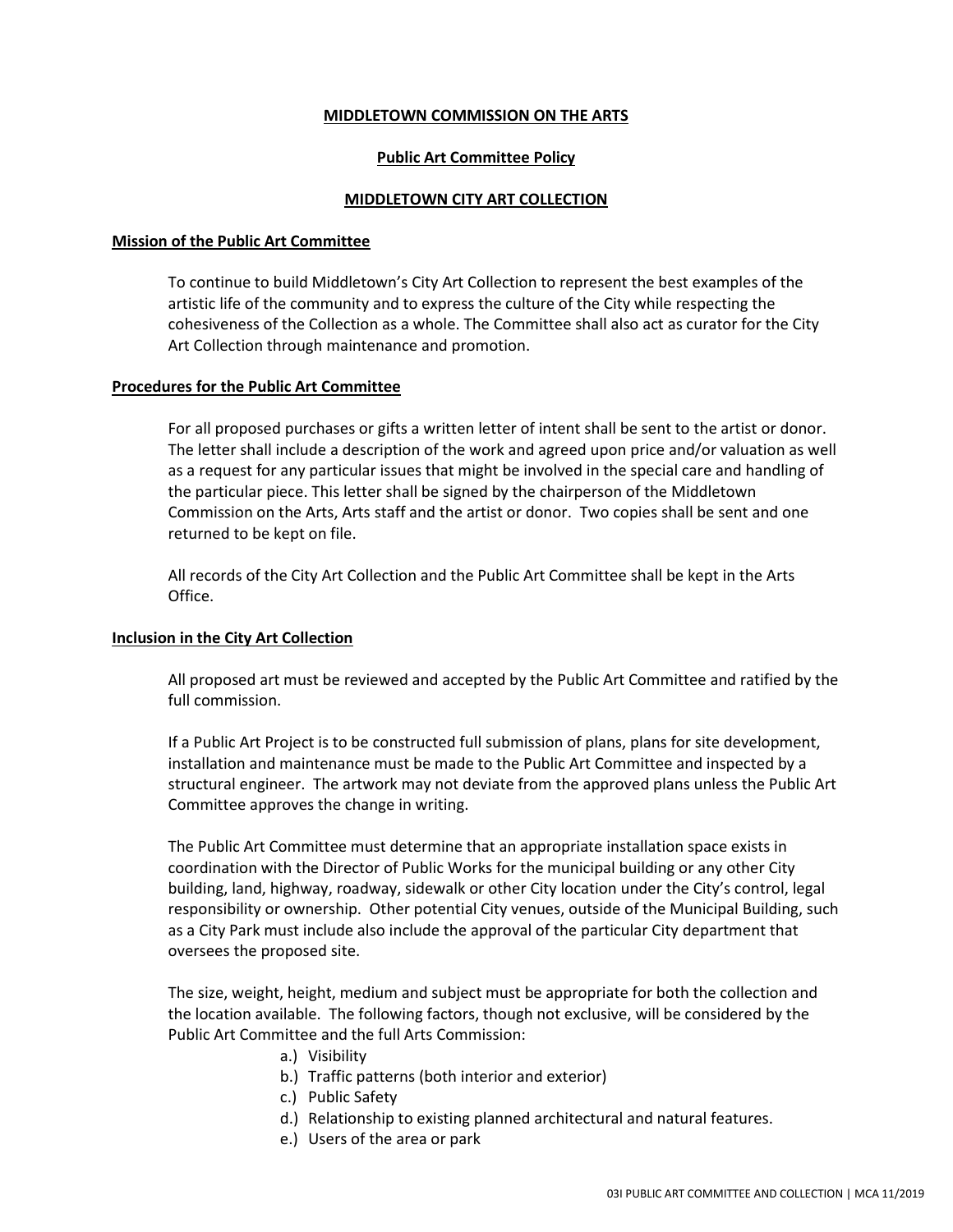# MIDDLETOWN COMMISSION ON THE ARTS

## Public Art Committee Policy

## MIDDLETOWN CITY ART COLLECTION

### Mission of the Public Art Committee

To continue to build Middletown's City Art Collection to represent the best examples of the artistic life of the community and to express the culture of the City while respecting the cohesiveness of the Collection as a whole. The Committee shall also act as curator for the City Art Collection through maintenance and promotion.

### Procedures for the Public Art Committee

For all proposed purchases or gifts a written letter of intent shall be sent to the artist or donor. The letter shall include a description of the work and agreed upon price and/or valuation as well as a request for any particular issues that might be involved in the special care and handling of the particular piece. This letter shall be signed by the chairperson of the Middletown Commission on the Arts, Arts staff and the artist or donor. Two copies shall be sent and one returned to be kept on file.

All records of the City Art Collection and the Public Art Committee shall be kept in the Arts Office.

### Inclusion in the City Art Collection

All proposed art must be reviewed and accepted by the Public Art Committee and ratified by the full commission.

If a Public Art Project is to be constructed full submission of plans, plans for site development, installation and maintenance must be made to the Public Art Committee and inspected by a structural engineer. The artwork may not deviate from the approved plans unless the Public Art Committee approves the change in writing.

The Public Art Committee must determine that an appropriate installation space exists in coordination with the Director of Public Works for the municipal building or any other City building, land, highway, roadway, sidewalk or other City location under the City's control, legal responsibility or ownership. Other potential City venues, outside of the Municipal Building, such as a City Park must include also include the approval of the particular City department that oversees the proposed site.

The size, weight, height, medium and subject must be appropriate for both the collection and the location available. The following factors, though not exclusive, will be considered by the Public Art Committee and the full Arts Commission:

a.) Visibility
b.) Traffic patterns (both interior and exterior)
c.) Public Safety
d.) Relationship to existing planned architectural and natural features.
e.) Users of the area or park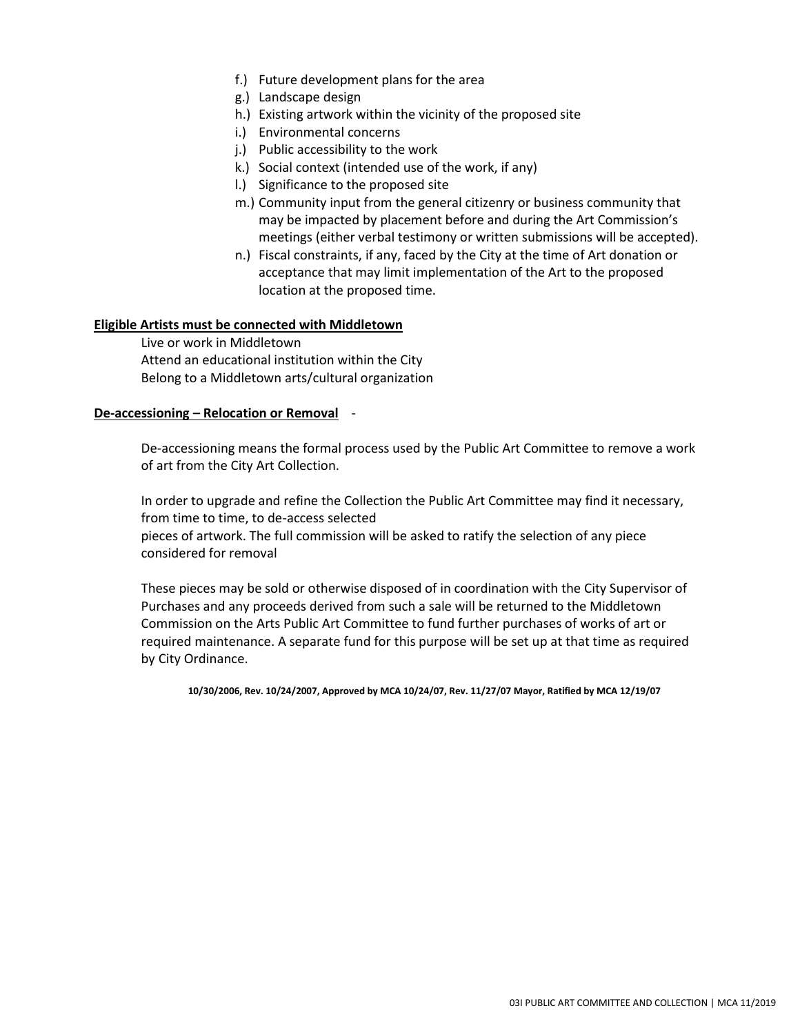f.) Future development plans for the area
g.) Landscape design
h.) Existing artwork within the vicinity of the proposed site
i.) Environmental concerns
j.) Public accessibility to the work
k.) Social context (intended use of the work, if any)
l.) Significance to the proposed site
m.) Community input from the general citizenry or business community that may be impacted by placement before and during the Art Commission's meetings (either verbal testimony or written submissions will be accepted).
n.) Fiscal constraints, if any, faced by the City at the time of Art donation or acceptance that may limit implementation of the Art to the proposed location at the proposed time.

**Eligible Artists must be connected with Middletown**

Live or work in Middletown
Attend an educational institution within the City
Belong to a Middletown arts/cultural organization

**De-accessioning – Relocation or Removal** -

De-accessioning means the formal process used by the Public Art Committee to remove a work of art from the City Art Collection.

In order to upgrade and refine the Collection the Public Art Committee may find it necessary, from time to time, to de-access selected
pieces of artwork. The full commission will be asked to ratify the selection of any piece considered for removal

These pieces may be sold or otherwise disposed of in coordination with the City Supervisor of Purchases and any proceeds derived from such a sale will be returned to the Middletown Commission on the Arts Public Art Committee to fund further purchases of works of art or required maintenance. A separate fund for this purpose will be set up at that time as required by City Ordinance.

**10/30/2006, Rev. 10/24/2007, Approved by MCA 10/24/07, Rev. 11/27/07 Mayor, Ratified by MCA 12/19/07**